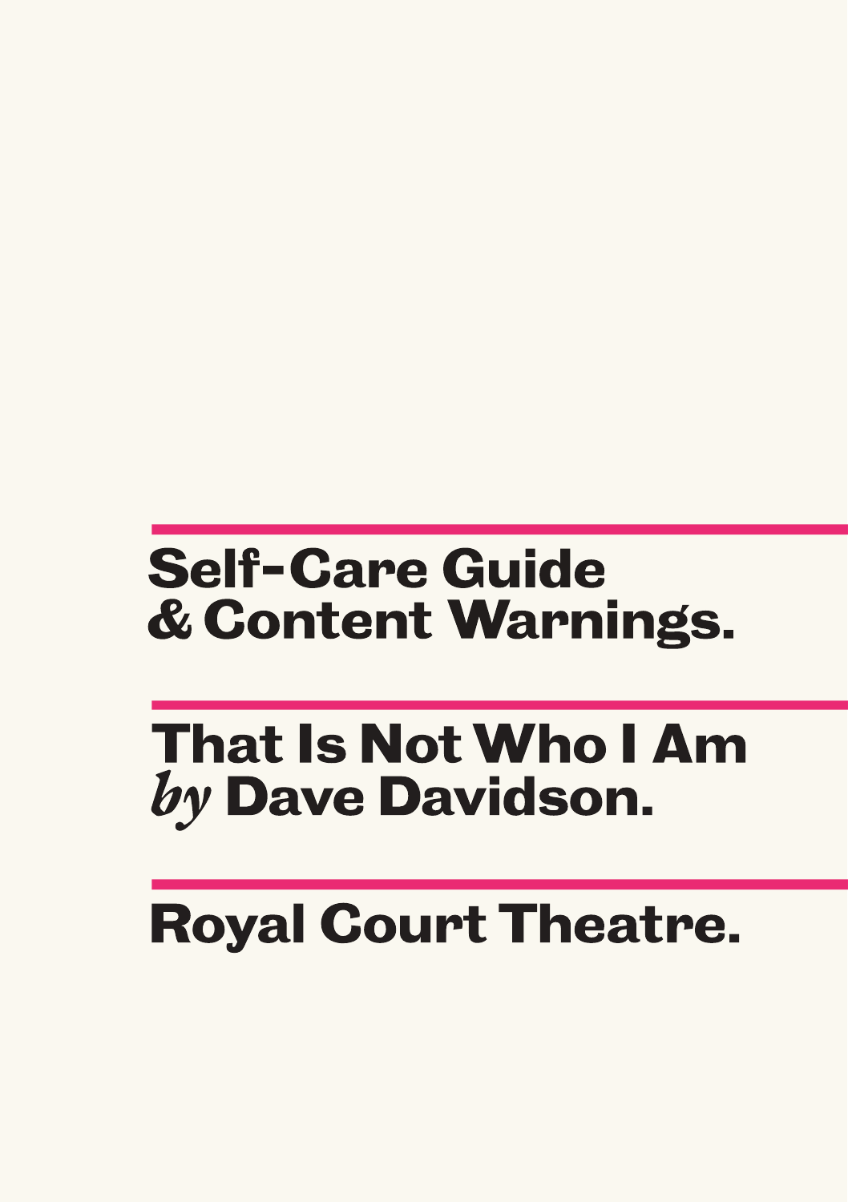# Self-Care Guide & Content Warnings.

## That Is Not Who I Am *by* Dave Davidson.

## Royal Court Theatre.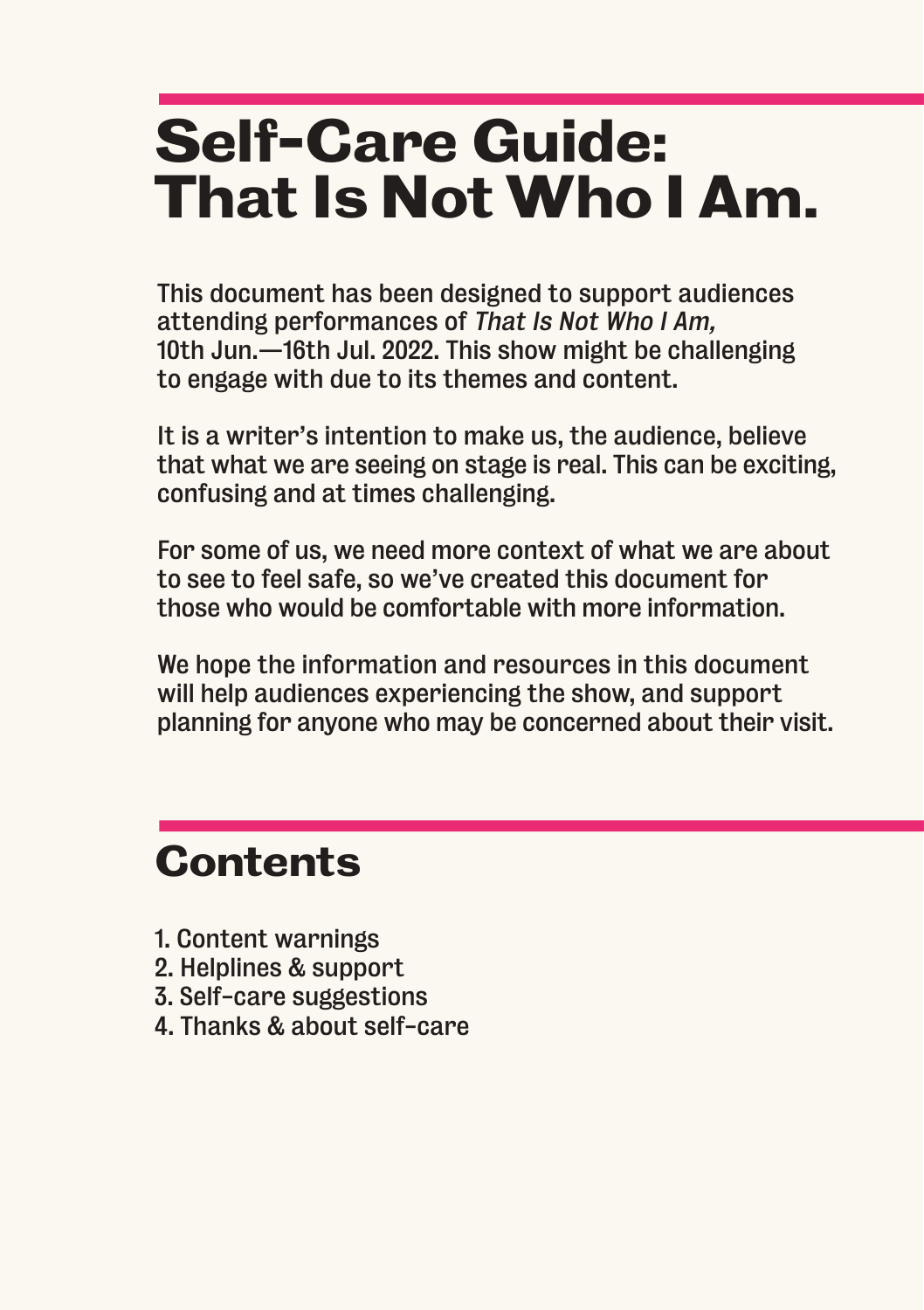# Self-Care Guide: That Is Not Who I Am.

This document has been designed to support audiences attending performances of *That Is Not Who I Am,* 10th Jun.—16th Jul. 2022. This show might be challenging to engage with due to its themes and content.

It is a writer's intention to make us, the audience, believe that what we are seeing on stage is real. This can be exciting, confusing and at times challenging.

For some of us, we need more context of what we are about to see to feel safe, so we've created this document for those who would be comfortable with more information.

We hope the information and resources in this document will help audiences experiencing the show, and support planning for anyone who may be concerned about their visit.

## Contents

1. Content warnings
2. Helplines & support
3. Self-care suggestions
4. Thanks & about self-care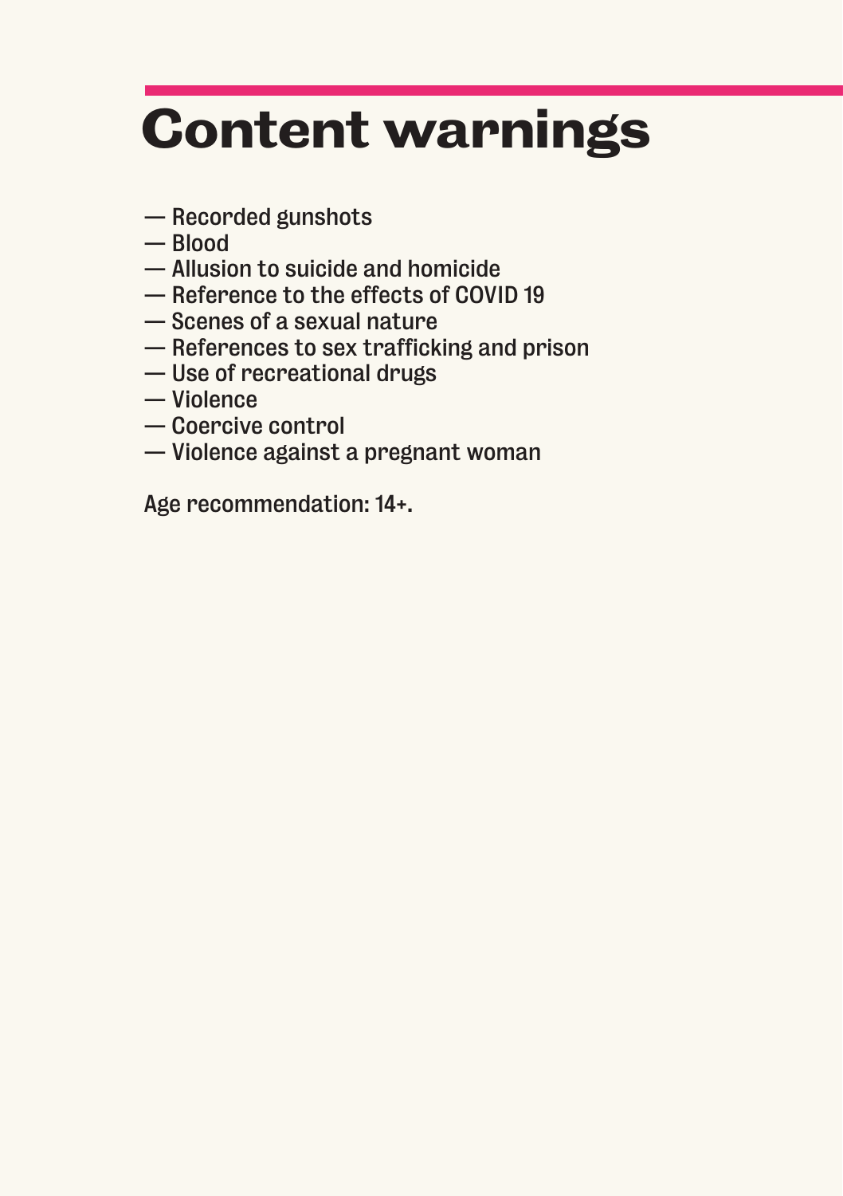# Content warnings

— Recorded gunshots
— Blood
— Allusion to suicide and homicide
— Reference to the effects of COVID 19
— Scenes of a sexual nature
— References to sex trafficking and prison
— Use of recreational drugs
— Violence
— Coercive control
— Violence against a pregnant woman

Age recommendation: 14+.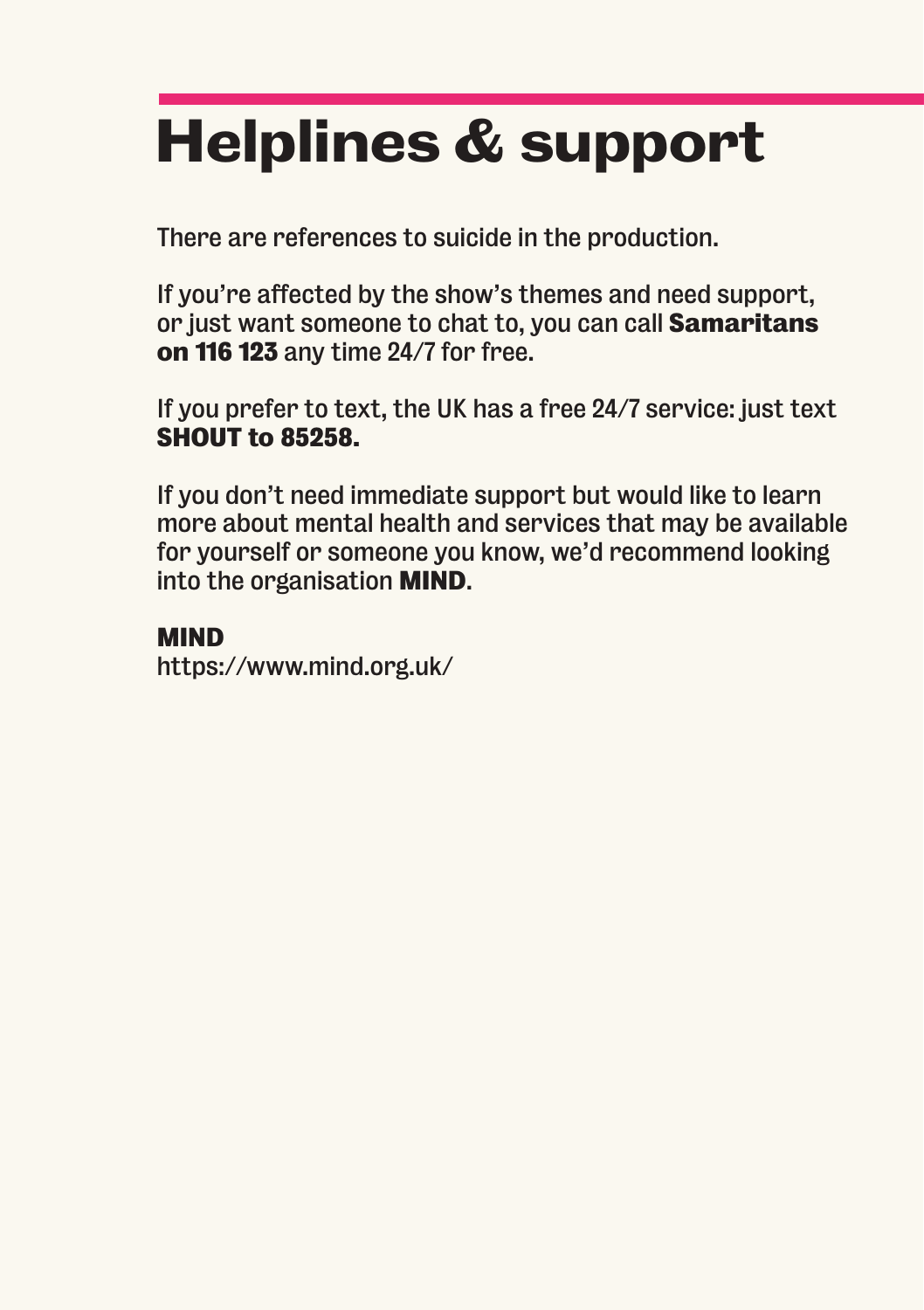# Helplines & support

There are references to suicide in the production.

If you're affected by the show's themes and need support, or just want someone to chat to, you can call **Samaritans on 116 123** any time 24/7 for free.

If you prefer to text, the UK has a free 24/7 service: just text **SHOUT to 85258.**

If you don't need immediate support but would like to learn more about mental health and services that may be available for yourself or someone you know, we'd recommend looking into the organisation **MIND.**

**MIND**
https://www.mind.org.uk/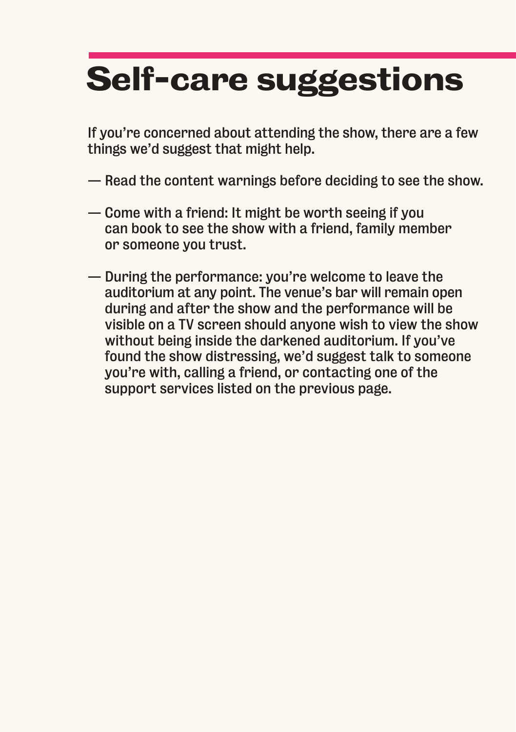# Self-care suggestions

If you're concerned about attending the show, there are a few things we'd suggest that might help.

— Read the content warnings before deciding to see the show.

— Come with a friend: It might be worth seeing if you can book to see the show with a friend, family member or someone you trust.

— During the performance: you're welcome to leave the auditorium at any point. The venue's bar will remain open during and after the show and the performance will be visible on a TV screen should anyone wish to view the show without being inside the darkened auditorium. If you've found the show distressing, we'd suggest talk to someone you're with, calling a friend, or contacting one of the support services listed on the previous page.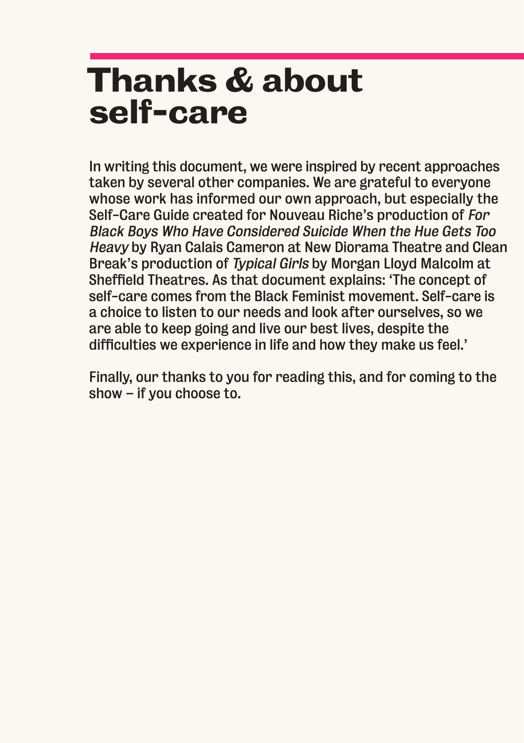# Thanks & about self-care

In writing this document, we were inspired by recent approaches taken by several other companies. We are grateful to everyone whose work has informed our own approach, but especially the Self-Care Guide created for Nouveau Riche's production of *For Black Boys Who Have Considered Suicide When the Hue Gets Too Heavy* by Ryan Calais Cameron at New Diorama Theatre and Clean Break's production of *Typical Girls* by Morgan Lloyd Malcolm at Sheffield Theatres. As that document explains: 'The concept of self-care comes from the Black Feminist movement. Self-care is a choice to listen to our needs and look after ourselves, so we are able to keep going and live our best lives, despite the difficulties we experience in life and how they make us feel.'

Finally, our thanks to you for reading this, and for coming to the show – if you choose to.